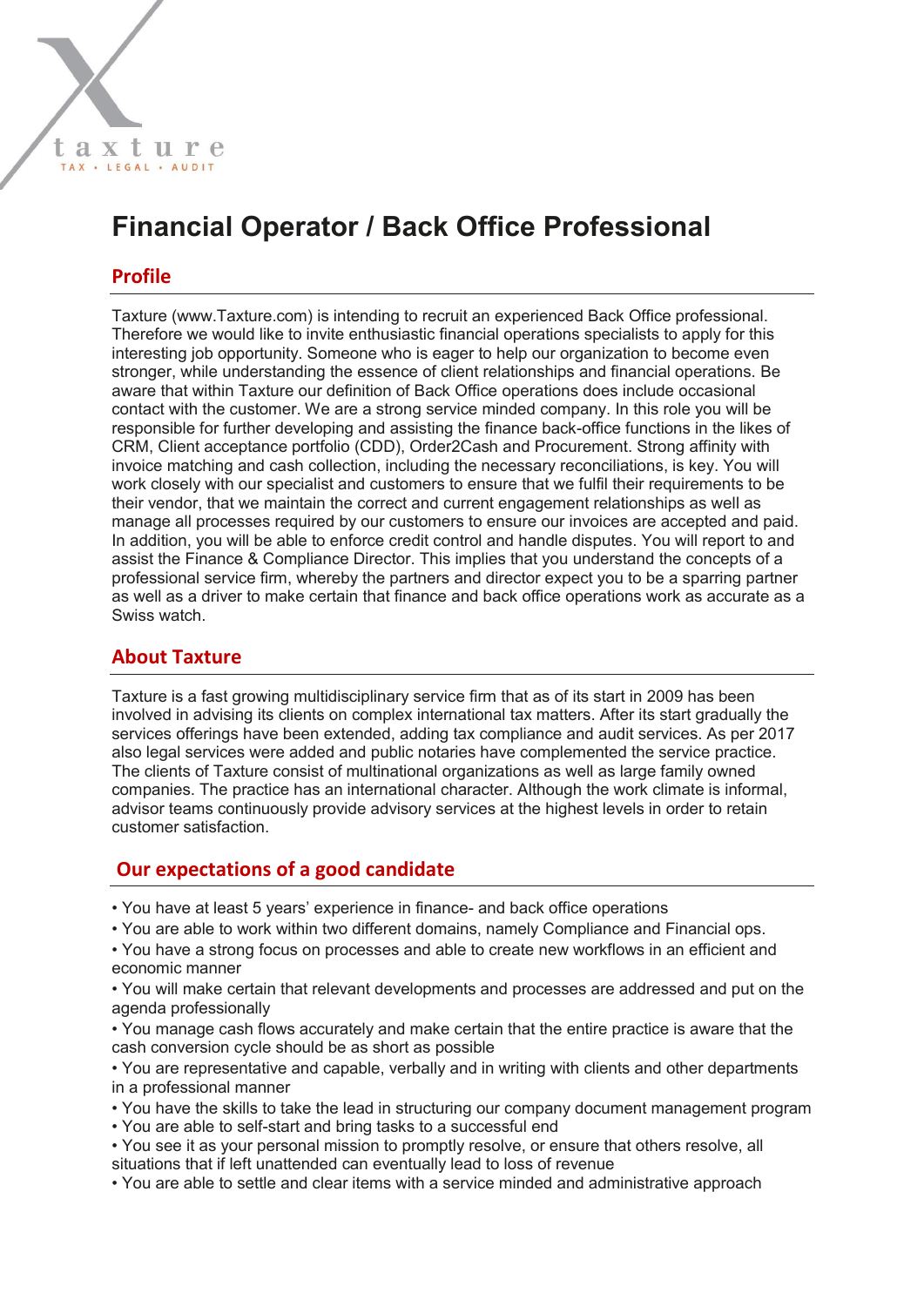taxture
TAX • LEGAL • AUDIT

# Financial Operator / Back Office Professional

## Profile

Taxture (www.Taxture.com) is intending to recruit an experienced Back Office professional. Therefore we would like to invite enthusiastic financial operations specialists to apply for this interesting job opportunity. Someone who is eager to help our organization to become even stronger, while understanding the essence of client relationships and financial operations. Be aware that within Taxture our definition of Back Office operations does include occasional contact with the customer. We are a strong service minded company. In this role you will be responsible for further developing and assisting the finance back-office functions in the likes of CRM, Client acceptance portfolio (CDD), Order2Cash and Procurement. Strong affinity with invoice matching and cash collection, including the necessary reconciliations, is key. You will work closely with our specialist and customers to ensure that we fulfil their requirements to be their vendor, that we maintain the correct and current engagement relationships as well as manage all processes required by our customers to ensure our invoices are accepted and paid. In addition, you will be able to enforce credit control and handle disputes. You will report to and assist the Finance & Compliance Director. This implies that you understand the concepts of a professional service firm, whereby the partners and director expect you to be a sparring partner as well as a driver to make certain that finance and back office operations work as accurate as a Swiss watch.

## About Taxture

Taxture is a fast growing multidisciplinary service firm that as of its start in 2009 has been involved in advising its clients on complex international tax matters. After its start gradually the services offerings have been extended, adding tax compliance and audit services. As per 2017 also legal services were added and public notaries have complemented the service practice. The clients of Taxture consist of multinational organizations as well as large family owned companies. The practice has an international character. Although the work climate is informal, advisor teams continuously provide advisory services at the highest levels in order to retain customer satisfaction.

## Our expectations of a good candidate

- You have at least 5 years' experience in finance- and back office operations
- You are able to work within two different domains, namely Compliance and Financial ops.
- You have a strong focus on processes and able to create new workflows in an efficient and economic manner
- You will make certain that relevant developments and processes are addressed and put on the agenda professionally
- You manage cash flows accurately and make certain that the entire practice is aware that the cash conversion cycle should be as short as possible
- You are representative and capable, verbally and in writing with clients and other departments in a professional manner
- You have the skills to take the lead in structuring our company document management program
- You are able to self-start and bring tasks to a successful end
- You see it as your personal mission to promptly resolve, or ensure that others resolve, all situations that if left unattended can eventually lead to loss of revenue
- You are able to settle and clear items with a service minded and administrative approach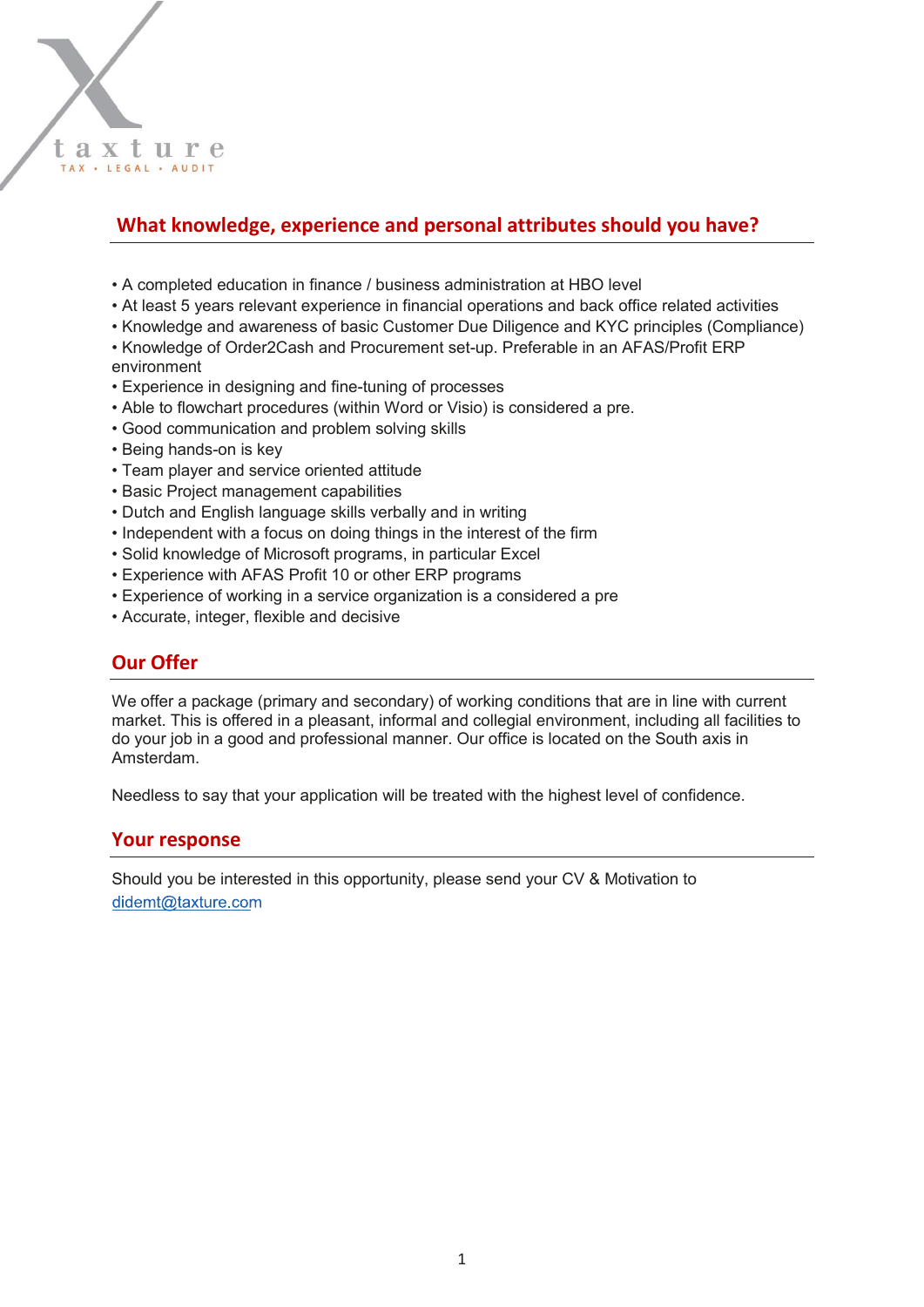## What knowledge, experience and personal attributes should you have?

- A completed education in finance / business administration at HBO level
- At least 5 years relevant experience in financial operations and back office related activities
- Knowledge and awareness of basic Customer Due Diligence and KYC principles (Compliance)
- Knowledge of Order2Cash and Procurement set-up. Preferable in an AFAS/Profit ERP environment
- Experience in designing and fine-tuning of processes
- Able to flowchart procedures (within Word or Visio) is considered a pre.
- Good communication and problem solving skills
- Being hands-on is key
- Team player and service oriented attitude
- Basic Project management capabilities
- Dutch and English language skills verbally and in writing
- Independent with a focus on doing things in the interest of the firm
- Solid knowledge of Microsoft programs, in particular Excel
- Experience with AFAS Profit 10 or other ERP programs
- Experience of working in a service organization is a considered a pre
- Accurate, integer, flexible and decisive

## Our Offer

We offer a package (primary and secondary) of working conditions that are in line with current market. This is offered in a pleasant, informal and collegial environment, including all facilities to do your job in a good and professional manner. Our office is located on the South axis in Amsterdam.

Needless to say that your application will be treated with the highest level of confidence.

## Your response

Should you be interested in this opportunity, please send your CV & Motivation to
didemt@taxture.com